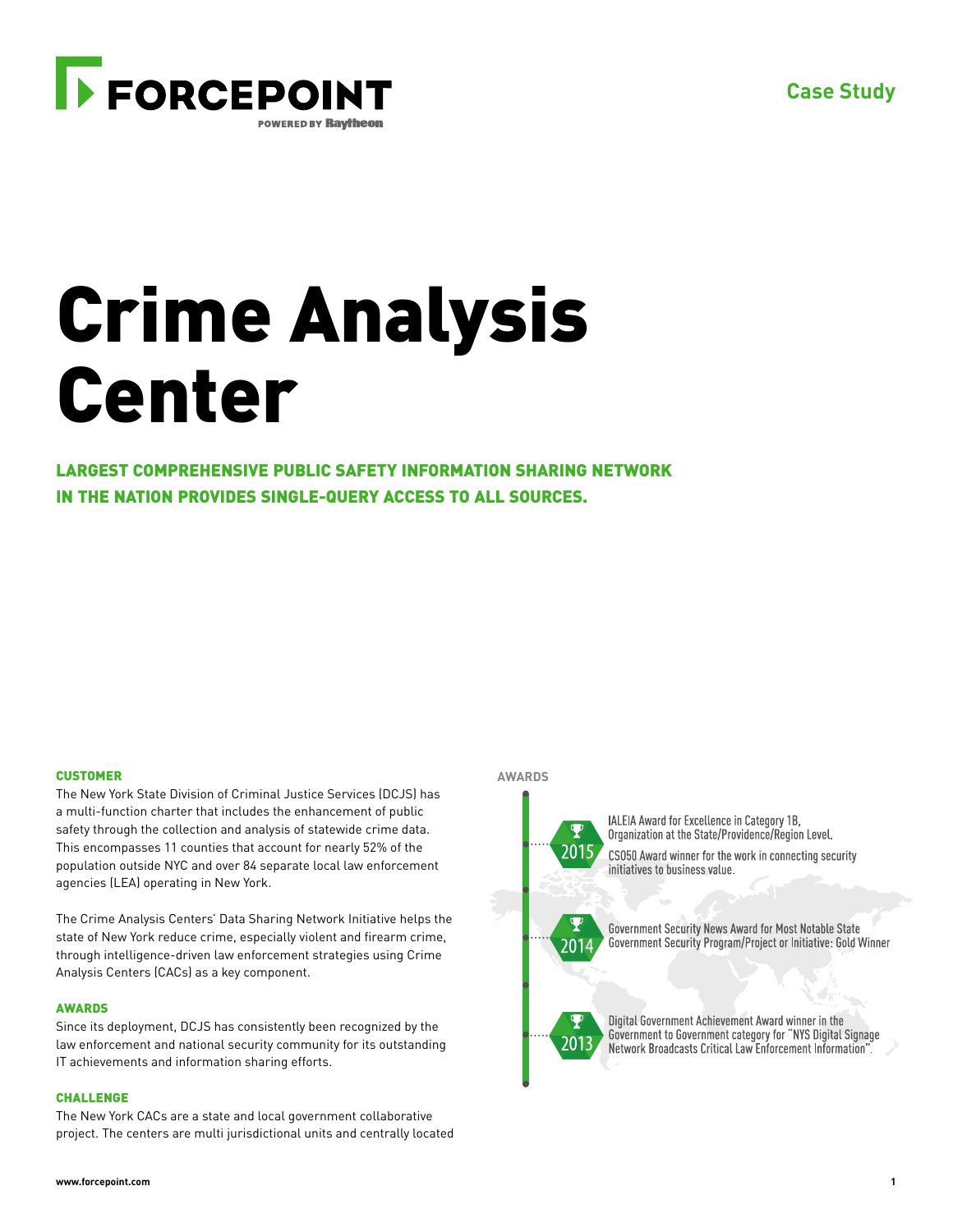Case Study

# Crime Analysis Center

## LARGEST COMPREHENSIVE PUBLIC SAFETY INFORMATION SHARING NETWORK IN THE NATION PROVIDES SINGLE-QUERY ACCESS TO ALL SOURCES.

### CUSTOMER

The New York State Division of Criminal Justice Services (DCJS) has a multi-function charter that includes the enhancement of public safety through the collection and analysis of statewide crime data. This encompasses 11 counties that account for nearly 52% of the population outside NYC and over 84 separate local law enforcement agencies (LEA) operating in New York.

The Crime Analysis Centers' Data Sharing Network Initiative helps the state of New York reduce crime, especially violent and firearm crime, through intelligence-driven law enforcement strategies using Crime Analysis Centers (CACs) as a key component.

### AWARDS

Since its deployment, DCJS has consistently been recognized by the law enforcement and national security community for its outstanding IT achievements and information sharing efforts.

### CHALLENGE

The New York CACs are a state and local government collaborative project. The centers are multi jurisdictional units and centrally located

### AWARDS

**2015**
- IALEIA Award for Excellence in Category 1B, Organization at the State/Providence/Region Level.
- CSO50 Award winner for the work in connecting security initiatives to business value.

**2014**
- Government Security News Award for Most Notable State Government Security Program/Project or Initiative: Gold Winner

**2013**
- Digital Government Achievement Award winner in the Government to Government category for "NYS Digital Signage Network Broadcasts Critical Law Enforcement Information".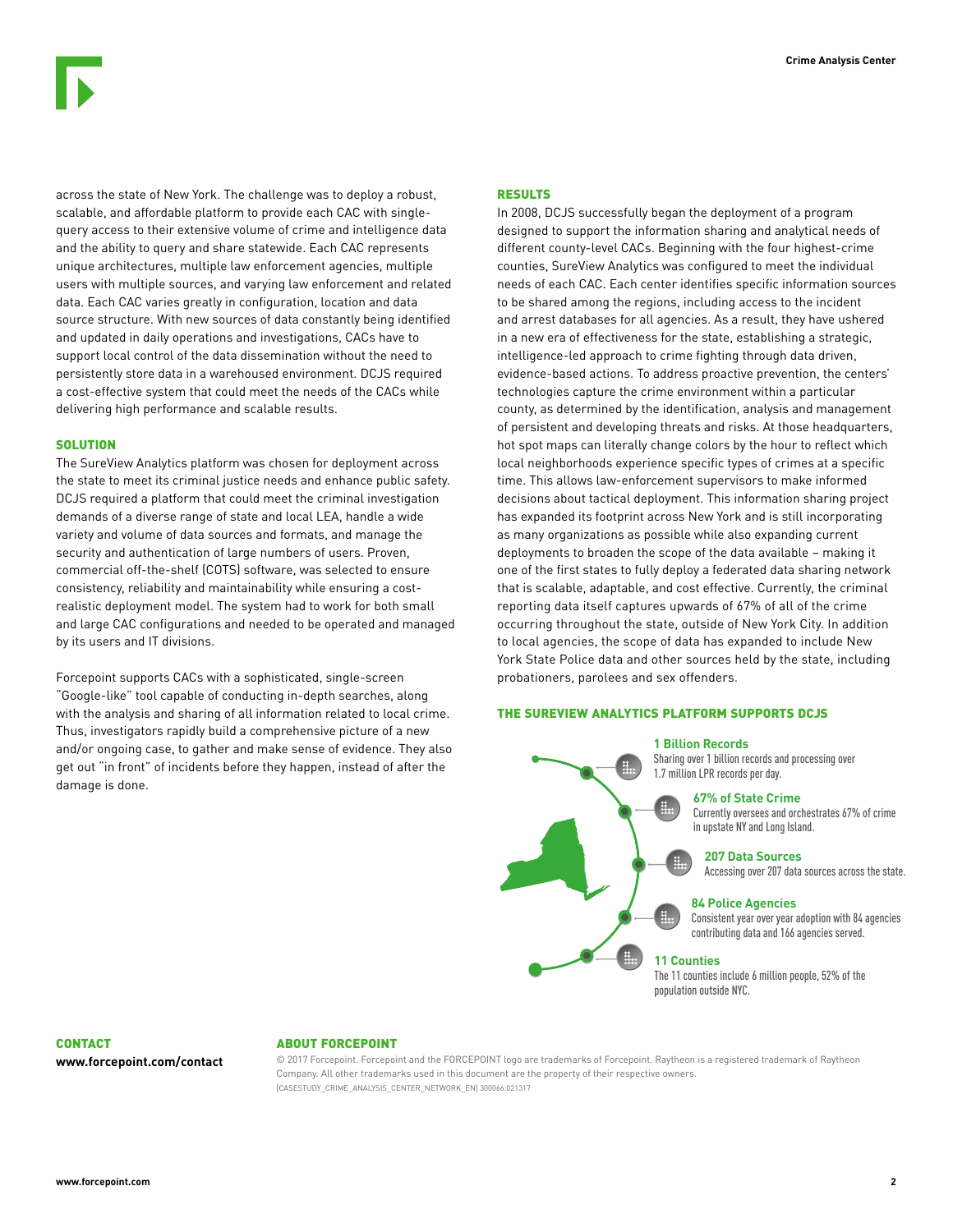across the state of New York. The challenge was to deploy a robust, scalable, and affordable platform to provide each CAC with single-query access to their extensive volume of crime and intelligence data and the ability to query and share statewide. Each CAC represents unique architectures, multiple law enforcement agencies, multiple users with multiple sources, and varying law enforcement and related data. Each CAC varies greatly in configuration, location and data source structure. With new sources of data constantly being identified and updated in daily operations and investigations, CACs have to support local control of the data dissemination without the need to persistently store data in a warehoused environment. DCJS required a cost-effective system that could meet the needs of the CACs while delivering high performance and scalable results.

## SOLUTION

The SureView Analytics platform was chosen for deployment across the state to meet its criminal justice needs and enhance public safety. DCJS required a platform that could meet the criminal investigation demands of a diverse range of state and local LEA, handle a wide variety and volume of data sources and formats, and manage the security and authentication of large numbers of users. Proven, commercial off-the-shelf (COTS) software, was selected to ensure consistency, reliability and maintainability while ensuring a cost-realistic deployment model. The system had to work for both small and large CAC configurations and needed to be operated and managed by its users and IT divisions.

Forcepoint supports CACs with a sophisticated, single-screen "Google-like" tool capable of conducting in-depth searches, along with the analysis and sharing of all information related to local crime. Thus, investigators rapidly build a comprehensive picture of a new and/or ongoing case, to gather and make sense of evidence. They also get out "in front" of incidents before they happen, instead of after the damage is done.

## RESULTS

In 2008, DCJS successfully began the deployment of a program designed to support the information sharing and analytical needs of different county-level CACs. Beginning with the four highest-crime counties, SureView Analytics was configured to meet the individual needs of each CAC. Each center identifies specific information sources to be shared among the regions, including access to the incident and arrest databases for all agencies. As a result, they have ushered in a new era of effectiveness for the state, establishing a strategic, intelligence-led approach to crime fighting through data driven, evidence-based actions. To address proactive prevention, the centers' technologies capture the crime environment within a particular county, as determined by the identification, analysis and management of persistent and developing threats and risks. At those headquarters, hot spot maps can literally change colors by the hour to reflect which local neighborhoods experience specific types of crimes at a specific time. This allows law-enforcement supervisors to make informed decisions about tactical deployment. This information sharing project has expanded its footprint across New York and is still incorporating as many organizations as possible while also expanding current deployments to broaden the scope of the data available – making it one of the first states to fully deploy a federated data sharing network that is scalable, adaptable, and cost effective. Currently, the criminal reporting data itself captures upwards of 67% of all of the crime occurring throughout the state, outside of New York City. In addition to local agencies, the scope of data has expanded to include New York State Police data and other sources held by the state, including probationers, parolees and sex offenders.

## THE SUREVIEW ANALYTICS PLATFORM SUPPORTS DCJS

**1 Billion Records**
Sharing over 1 billion records and processing over 1.7 million LPR records per day.

**67% of State Crime**
Currently oversees and orchestrates 67% of crime in upstate NY and Long Island.

**207 Data Sources**
Accessing over 207 data sources across the state.

**84 Police Agencies**
Consistent year over year adoption with 84 agencies contributing data and 166 agencies served.

**11 Counties**
The 11 counties include 6 million people, 52% of the population outside NYC.

## CONTACT

**www.forcepoint.com/contact**

## ABOUT FORCEPOINT

© 2017 Forcepoint. Forcepoint and the FORCEPOINT logo are trademarks of Forcepoint. Raytheon is a registered trademark of Raytheon Company. All other trademarks used in this document are the property of their respective owners.
[CASESTUDY_CRIME_ANALYSIS_CENTER_NETWORK_EN] 300066.021317